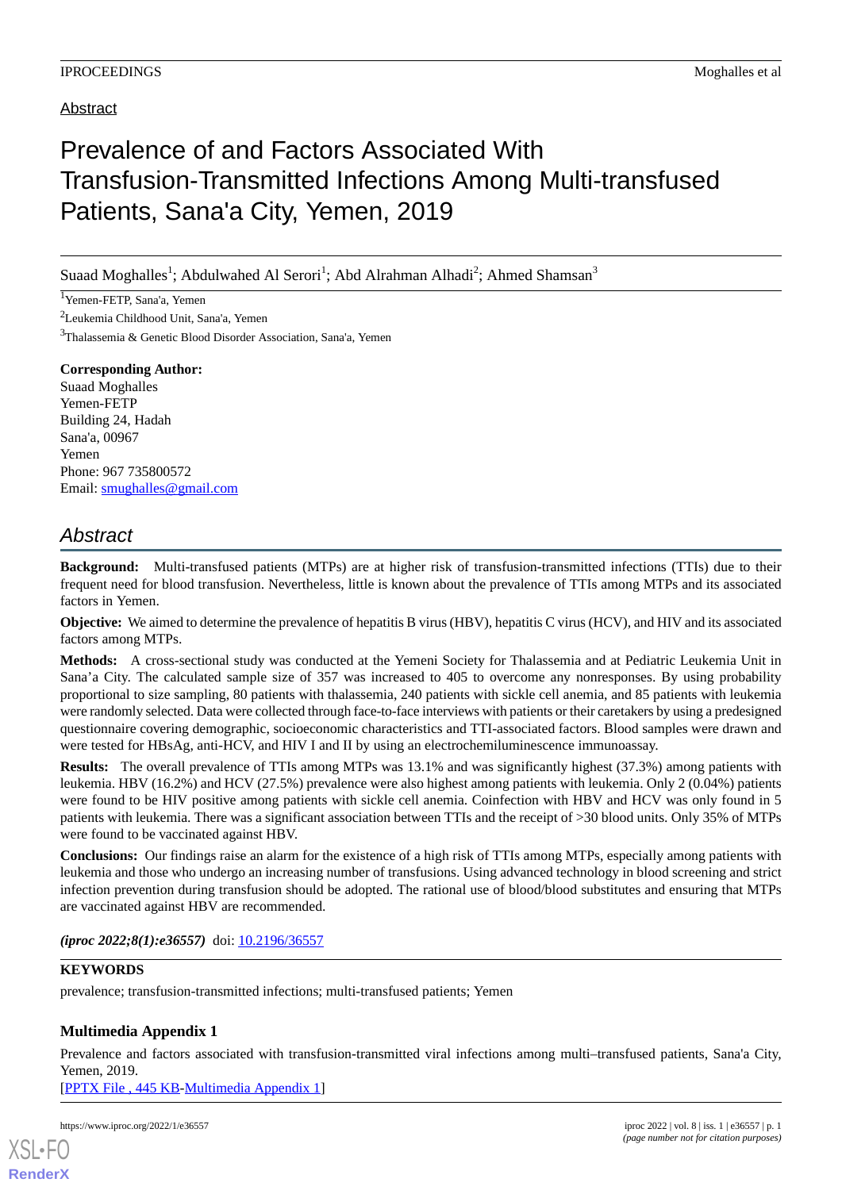Abstract

# Prevalence of and Factors Associated With Transfusion-Transmitted Infections Among Multi-transfused Patients, Sana'a City, Yemen, 2019

Suaad Moghalles[1]; Abdulwahed Al Serori[1]; Abd Alrahman Alhadi[2]; Ahmed Shamsan[3]

[1]Yemen-FETP, Sana'a, Yemen

[2]Leukemia Childhood Unit, Sana'a, Yemen

[3]Thalassemia & Genetic Blood Disorder Association, Sana'a, Yemen

**Corresponding Author:**
Suaad Moghalles
Yemen-FETP
Building 24, Hadah
Sana'a, 00967
Yemen
Phone: 967 735800572
Email: smughalles@gmail.com

## Abstract

**Background:** Multi-transfused patients (MTPs) are at higher risk of transfusion-transmitted infections (TTIs) due to their frequent need for blood transfusion. Nevertheless, little is known about the prevalence of TTIs among MTPs and its associated factors in Yemen.

**Objective:** We aimed to determine the prevalence of hepatitis B virus (HBV), hepatitis C virus (HCV), and HIV and its associated factors among MTPs.

**Methods:** A cross-sectional study was conducted at the Yemeni Society for Thalassemia and at Pediatric Leukemia Unit in Sana'a City. The calculated sample size of 357 was increased to 405 to overcome any nonresponses. By using probability proportional to size sampling, 80 patients with thalassemia, 240 patients with sickle cell anemia, and 85 patients with leukemia were randomly selected. Data were collected through face-to-face interviews with patients or their caretakers by using a predesigned questionnaire covering demographic, socioeconomic characteristics and TTI-associated factors. Blood samples were drawn and were tested for HBsAg, anti-HCV, and HIV I and II by using an electrochemiluminescence immunoassay.

**Results:** The overall prevalence of TTIs among MTPs was 13.1% and was significantly highest (37.3%) among patients with leukemia. HBV (16.2%) and HCV (27.5%) prevalence were also highest among patients with leukemia. Only 2 (0.04%) patients were found to be HIV positive among patients with sickle cell anemia. Coinfection with HBV and HCV was only found in 5 patients with leukemia. There was a significant association between TTIs and the receipt of >30 blood units. Only 35% of MTPs were found to be vaccinated against HBV.

**Conclusions:** Our findings raise an alarm for the existence of a high risk of TTIs among MTPs, especially among patients with leukemia and those who undergo an increasing number of transfusions. Using advanced technology in blood screening and strict infection prevention during transfusion should be adopted. The rational use of blood/blood substitutes and ensuring that MTPs are vaccinated against HBV are recommended.

***(iproc 2022;8(1):e36557)*** doi: 10.2196/36557

**KEYWORDS**

prevalence; transfusion-transmitted infections; multi-transfused patients; Yemen

### Multimedia Appendix 1

Prevalence and factors associated with transfusion-transmitted viral infections among multi–transfused patients, Sana'a City, Yemen, 2019.

[PPTX File , 445 KB-Multimedia Appendix 1]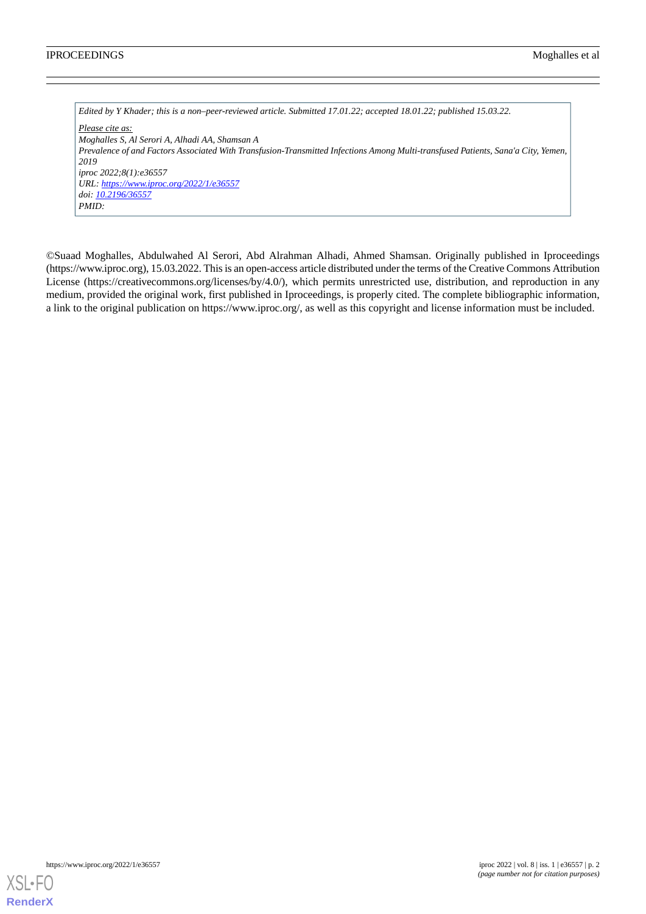*Edited by Y Khader; this is a non–peer-reviewed article. Submitted 17.01.22; accepted 18.01.22; published 15.03.22.*

*Please cite as:*
*Moghalles S, Al Serori A, Alhadi AA, Shamsan A*
*Prevalence of and Factors Associated With Transfusion-Transmitted Infections Among Multi-transfused Patients, Sana'a City, Yemen, 2019*
*iproc 2022;8(1):e36557*
*URL: https://www.iproc.org/2022/1/e36557*
*doi: 10.2196/36557*
*PMID:*

©Suaad Moghalles, Abdulwahed Al Serori, Abd Alrahman Alhadi, Ahmed Shamsan. Originally published in Iproceedings (https://www.iproc.org), 15.03.2022. This is an open-access article distributed under the terms of the Creative Commons Attribution License (https://creativecommons.org/licenses/by/4.0/), which permits unrestricted use, distribution, and reproduction in any medium, provided the original work, first published in Iproceedings, is properly cited. The complete bibliographic information, a link to the original publication on https://www.iproc.org/, as well as this copyright and license information must be included.